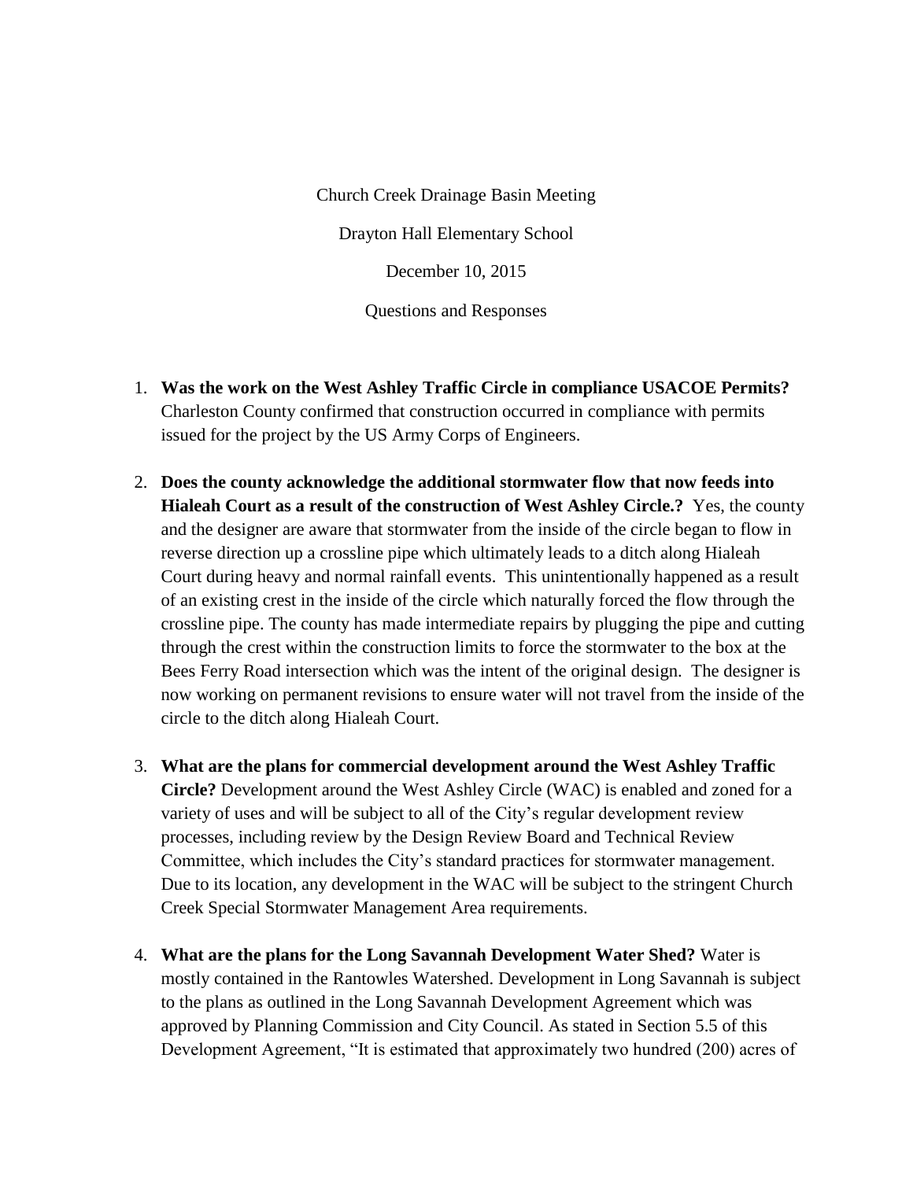Church Creek Drainage Basin Meeting

Drayton Hall Elementary School

December 10, 2015

Questions and Responses

1. **Was the work on the West Ashley Traffic Circle in compliance USACOE Permits?** Charleston County confirmed that construction occurred in compliance with permits issued for the project by the US Army Corps of Engineers.

2. **Does the county acknowledge the additional stormwater flow that now feeds into Hialeah Court as a result of the construction of West Ashley Circle.?** Yes, the county and the designer are aware that stormwater from the inside of the circle began to flow in reverse direction up a crossline pipe which ultimately leads to a ditch along Hialeah Court during heavy and normal rainfall events. This unintentionally happened as a result of an existing crest in the inside of the circle which naturally forced the flow through the crossline pipe. The county has made intermediate repairs by plugging the pipe and cutting through the crest within the construction limits to force the stormwater to the box at the Bees Ferry Road intersection which was the intent of the original design. The designer is now working on permanent revisions to ensure water will not travel from the inside of the circle to the ditch along Hialeah Court.

3. **What are the plans for commercial development around the West Ashley Traffic Circle?** Development around the West Ashley Circle (WAC) is enabled and zoned for a variety of uses and will be subject to all of the City's regular development review processes, including review by the Design Review Board and Technical Review Committee, which includes the City's standard practices for stormwater management. Due to its location, any development in the WAC will be subject to the stringent Church Creek Special Stormwater Management Area requirements.

4. **What are the plans for the Long Savannah Development Water Shed?** Water is mostly contained in the Rantowles Watershed. Development in Long Savannah is subject to the plans as outlined in the Long Savannah Development Agreement which was approved by Planning Commission and City Council. As stated in Section 5.5 of this Development Agreement, "It is estimated that approximately two hundred (200) acres of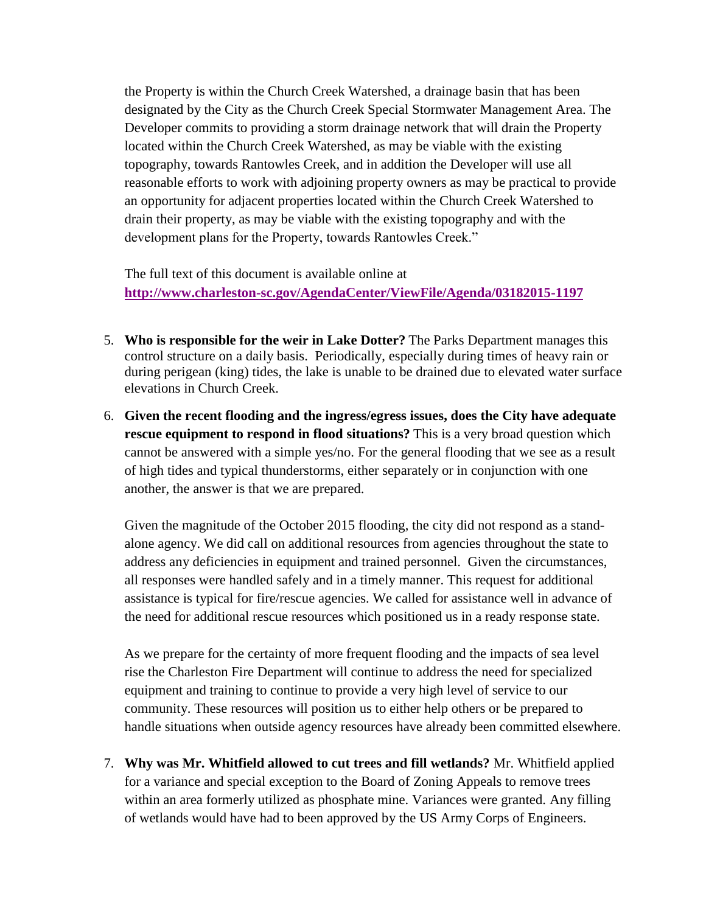the Property is within the Church Creek Watershed, a drainage basin that has been designated by the City as the Church Creek Special Stormwater Management Area. The Developer commits to providing a storm drainage network that will drain the Property located within the Church Creek Watershed, as may be viable with the existing topography, towards Rantowles Creek, and in addition the Developer will use all reasonable efforts to work with adjoining property owners as may be practical to provide an opportunity for adjacent properties located within the Church Creek Watershed to drain their property, as may be viable with the existing topography and with the development plans for the Property, towards Rantowles Creek."

The full text of this document is available online at **http://www.charleston-sc.gov/AgendaCenter/ViewFile/Agenda/03182015-1197**

5. **Who is responsible for the weir in Lake Dotter?** The Parks Department manages this control structure on a daily basis. Periodically, especially during times of heavy rain or during perigean (king) tides, the lake is unable to be drained due to elevated water surface elevations in Church Creek.

6. **Given the recent flooding and the ingress/egress issues, does the City have adequate rescue equipment to respond in flood situations?** This is a very broad question which cannot be answered with a simple yes/no. For the general flooding that we see as a result of high tides and typical thunderstorms, either separately or in conjunction with one another, the answer is that we are prepared.

   Given the magnitude of the October 2015 flooding, the city did not respond as a stand-alone agency. We did call on additional resources from agencies throughout the state to address any deficiencies in equipment and trained personnel. Given the circumstances, all responses were handled safely and in a timely manner. This request for additional assistance is typical for fire/rescue agencies. We called for assistance well in advance of the need for additional rescue resources which positioned us in a ready response state.

   As we prepare for the certainty of more frequent flooding and the impacts of sea level rise the Charleston Fire Department will continue to address the need for specialized equipment and training to continue to provide a very high level of service to our community. These resources will position us to either help others or be prepared to handle situations when outside agency resources have already been committed elsewhere.

7. **Why was Mr. Whitfield allowed to cut trees and fill wetlands?** Mr. Whitfield applied for a variance and special exception to the Board of Zoning Appeals to remove trees within an area formerly utilized as phosphate mine. Variances were granted. Any filling of wetlands would have had to been approved by the US Army Corps of Engineers.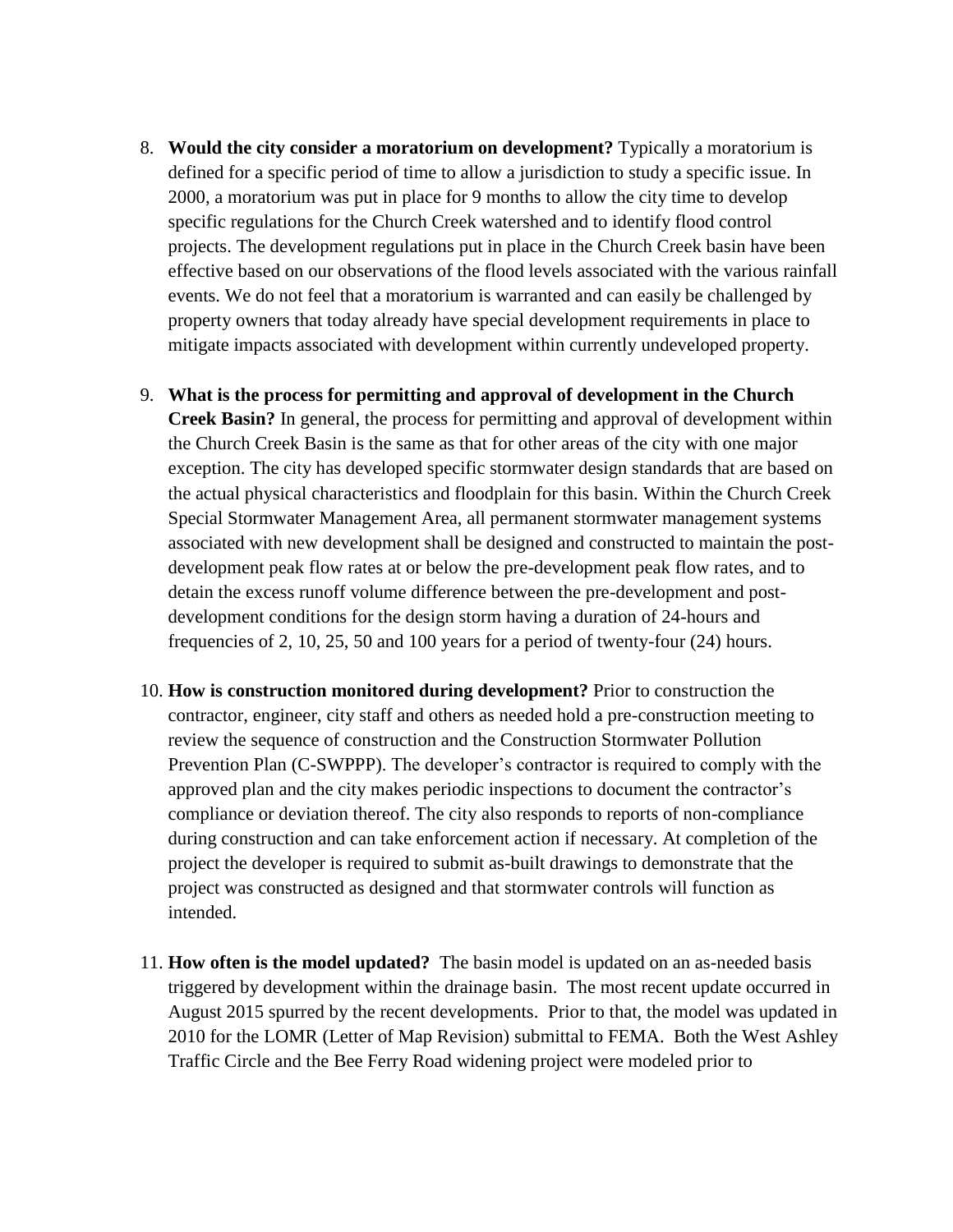8. **Would the city consider a moratorium on development?** Typically a moratorium is defined for a specific period of time to allow a jurisdiction to study a specific issue. In 2000, a moratorium was put in place for 9 months to allow the city time to develop specific regulations for the Church Creek watershed and to identify flood control projects. The development regulations put in place in the Church Creek basin have been effective based on our observations of the flood levels associated with the various rainfall events. We do not feel that a moratorium is warranted and can easily be challenged by property owners that today already have special development requirements in place to mitigate impacts associated with development within currently undeveloped property.

9. **What is the process for permitting and approval of development in the Church Creek Basin?** In general, the process for permitting and approval of development within the Church Creek Basin is the same as that for other areas of the city with one major exception. The city has developed specific stormwater design standards that are based on the actual physical characteristics and floodplain for this basin. Within the Church Creek Special Stormwater Management Area, all permanent stormwater management systems associated with new development shall be designed and constructed to maintain the post-development peak flow rates at or below the pre-development peak flow rates, and to detain the excess runoff volume difference between the pre-development and post-development conditions for the design storm having a duration of 24-hours and frequencies of 2, 10, 25, 50 and 100 years for a period of twenty-four (24) hours.

10. **How is construction monitored during development?** Prior to construction the contractor, engineer, city staff and others as needed hold a pre-construction meeting to review the sequence of construction and the Construction Stormwater Pollution Prevention Plan (C-SWPPP). The developer's contractor is required to comply with the approved plan and the city makes periodic inspections to document the contractor's compliance or deviation thereof. The city also responds to reports of non-compliance during construction and can take enforcement action if necessary. At completion of the project the developer is required to submit as-built drawings to demonstrate that the project was constructed as designed and that stormwater controls will function as intended.

11. **How often is the model updated?** The basin model is updated on an as-needed basis triggered by development within the drainage basin. The most recent update occurred in August 2015 spurred by the recent developments. Prior to that, the model was updated in 2010 for the LOMR (Letter of Map Revision) submittal to FEMA. Both the West Ashley Traffic Circle and the Bee Ferry Road widening project were modeled prior to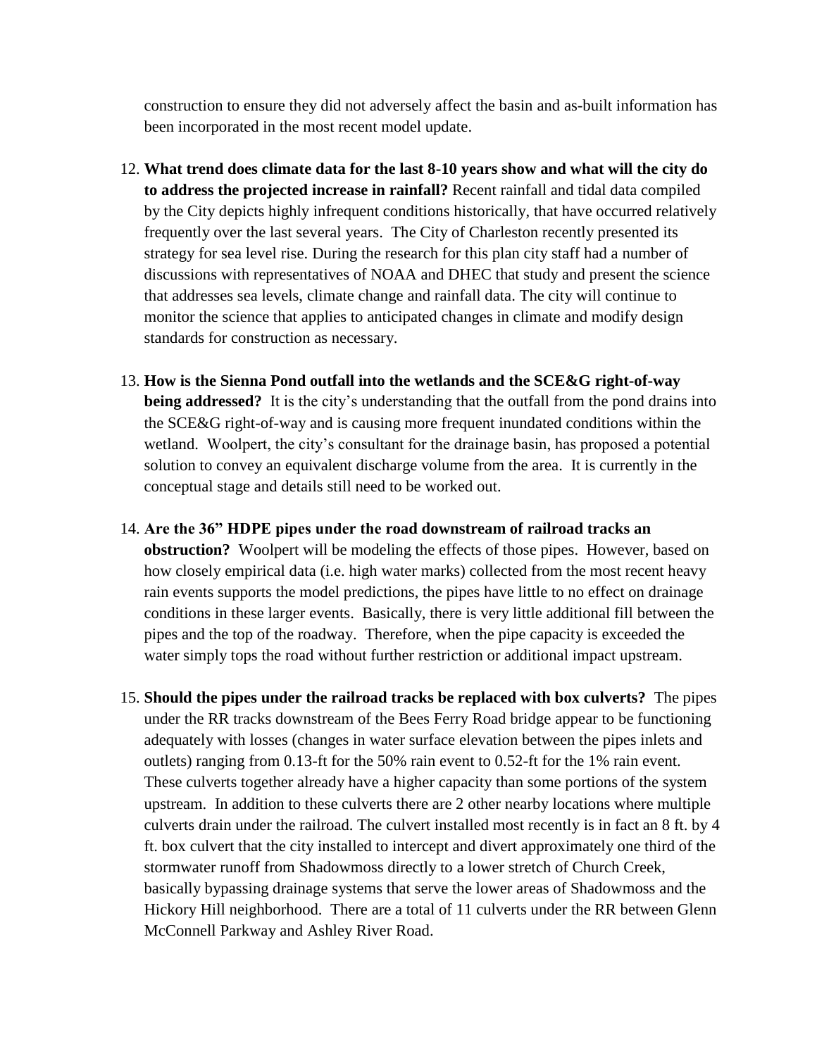construction to ensure they did not adversely affect the basin and as-built information has been incorporated in the most recent model update.

12. **What trend does climate data for the last 8-10 years show and what will the city do to address the projected increase in rainfall?** Recent rainfall and tidal data compiled by the City depicts highly infrequent conditions historically, that have occurred relatively frequently over the last several years. The City of Charleston recently presented its strategy for sea level rise. During the research for this plan city staff had a number of discussions with representatives of NOAA and DHEC that study and present the science that addresses sea levels, climate change and rainfall data. The city will continue to monitor the science that applies to anticipated changes in climate and modify design standards for construction as necessary.

13. **How is the Sienna Pond outfall into the wetlands and the SCE&G right-of-way being addressed?** It is the city's understanding that the outfall from the pond drains into the SCE&G right-of-way and is causing more frequent inundated conditions within the wetland. Woolpert, the city's consultant for the drainage basin, has proposed a potential solution to convey an equivalent discharge volume from the area. It is currently in the conceptual stage and details still need to be worked out.

14. **Are the 36" HDPE pipes under the road downstream of railroad tracks an obstruction?** Woolpert will be modeling the effects of those pipes. However, based on how closely empirical data (i.e. high water marks) collected from the most recent heavy rain events supports the model predictions, the pipes have little to no effect on drainage conditions in these larger events. Basically, there is very little additional fill between the pipes and the top of the roadway. Therefore, when the pipe capacity is exceeded the water simply tops the road without further restriction or additional impact upstream.

15. **Should the pipes under the railroad tracks be replaced with box culverts?** The pipes under the RR tracks downstream of the Bees Ferry Road bridge appear to be functioning adequately with losses (changes in water surface elevation between the pipes inlets and outlets) ranging from 0.13-ft for the 50% rain event to 0.52-ft for the 1% rain event. These culverts together already have a higher capacity than some portions of the system upstream. In addition to these culverts there are 2 other nearby locations where multiple culverts drain under the railroad. The culvert installed most recently is in fact an 8 ft. by 4 ft. box culvert that the city installed to intercept and divert approximately one third of the stormwater runoff from Shadowmoss directly to a lower stretch of Church Creek, basically bypassing drainage systems that serve the lower areas of Shadowmoss and the Hickory Hill neighborhood. There are a total of 11 culverts under the RR between Glenn McConnell Parkway and Ashley River Road.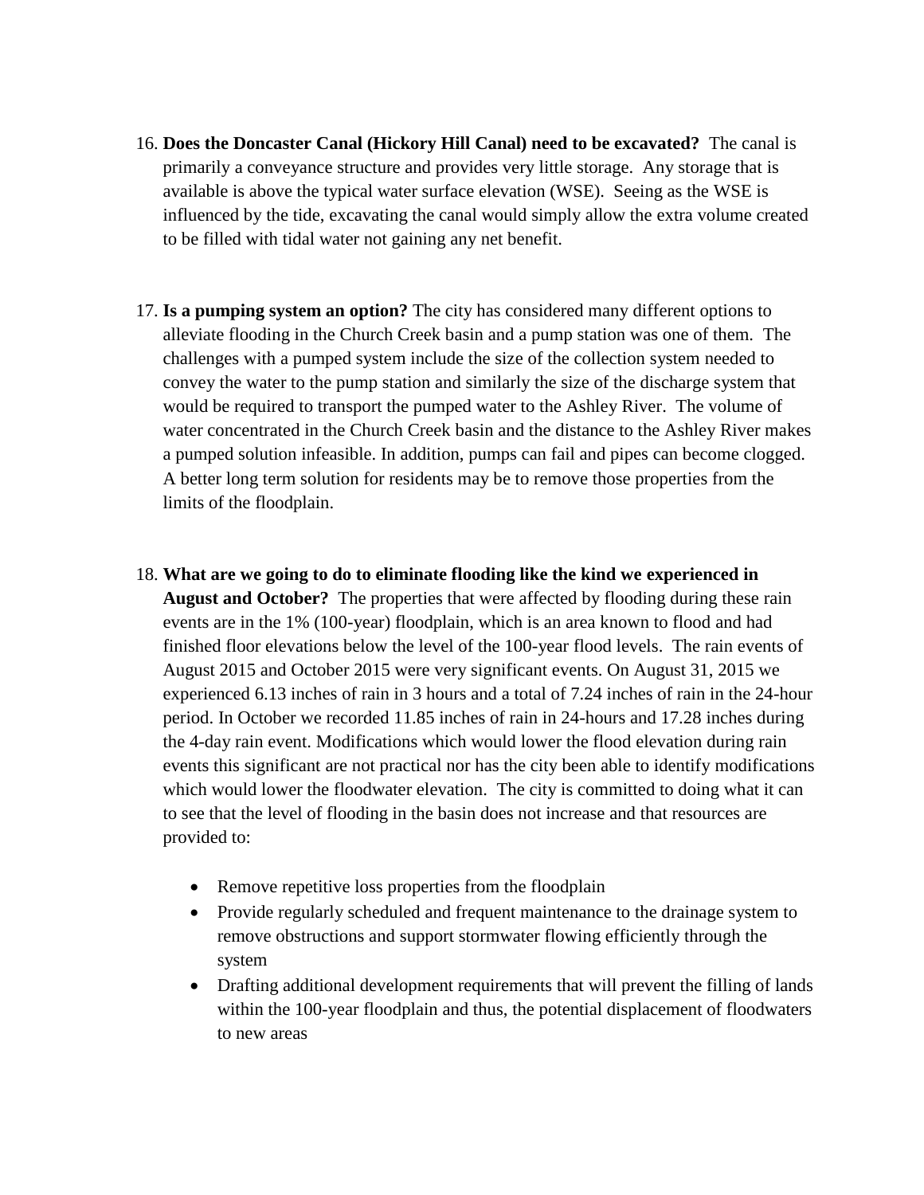16. **Does the Doncaster Canal (Hickory Hill Canal) need to be excavated?** The canal is primarily a conveyance structure and provides very little storage. Any storage that is available is above the typical water surface elevation (WSE). Seeing as the WSE is influenced by the tide, excavating the canal would simply allow the extra volume created to be filled with tidal water not gaining any net benefit.

17. **Is a pumping system an option?** The city has considered many different options to alleviate flooding in the Church Creek basin and a pump station was one of them. The challenges with a pumped system include the size of the collection system needed to convey the water to the pump station and similarly the size of the discharge system that would be required to transport the pumped water to the Ashley River. The volume of water concentrated in the Church Creek basin and the distance to the Ashley River makes a pumped solution infeasible. In addition, pumps can fail and pipes can become clogged. A better long term solution for residents may be to remove those properties from the limits of the floodplain.

18. **What are we going to do to eliminate flooding like the kind we experienced in August and October?** The properties that were affected by flooding during these rain events are in the 1% (100-year) floodplain, which is an area known to flood and had finished floor elevations below the level of the 100-year flood levels. The rain events of August 2015 and October 2015 were very significant events. On August 31, 2015 we experienced 6.13 inches of rain in 3 hours and a total of 7.24 inches of rain in the 24-hour period. In October we recorded 11.85 inches of rain in 24-hours and 17.28 inches during the 4-day rain event. Modifications which would lower the flood elevation during rain events this significant are not practical nor has the city been able to identify modifications which would lower the floodwater elevation. The city is committed to doing what it can to see that the level of flooding in the basin does not increase and that resources are provided to:

    - Remove repetitive loss properties from the floodplain
    - Provide regularly scheduled and frequent maintenance to the drainage system to remove obstructions and support stormwater flowing efficiently through the system
    - Drafting additional development requirements that will prevent the filling of lands within the 100-year floodplain and thus, the potential displacement of floodwaters to new areas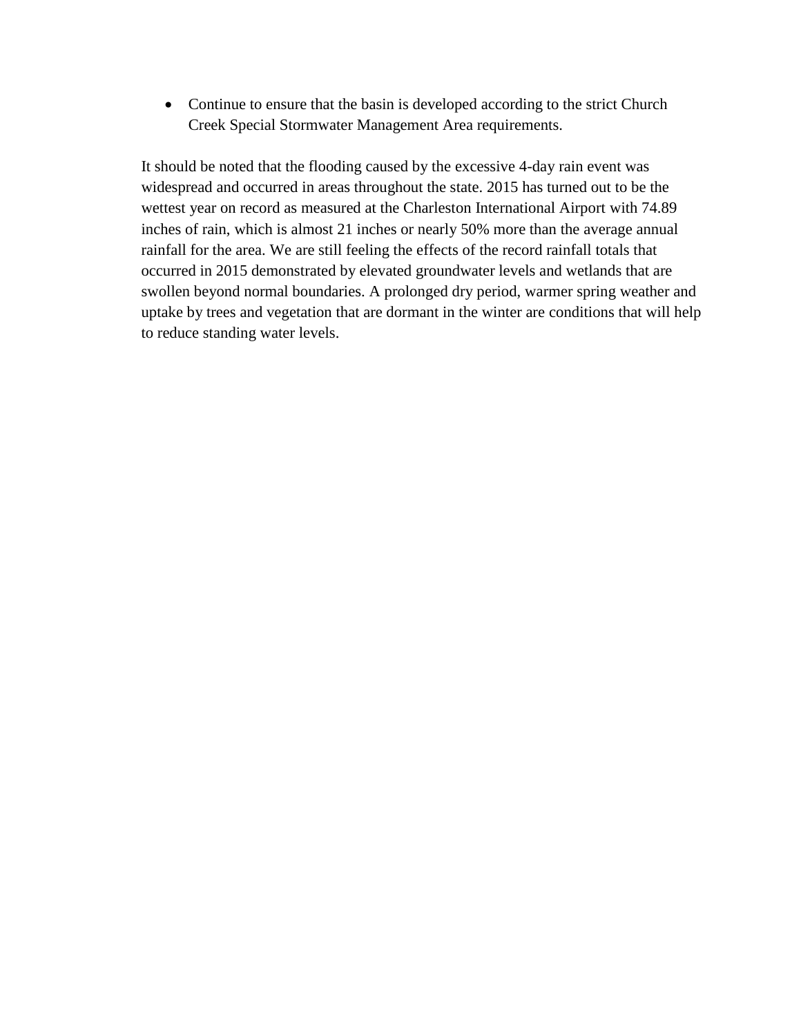- Continue to ensure that the basin is developed according to the strict Church Creek Special Stormwater Management Area requirements.

It should be noted that the flooding caused by the excessive 4-day rain event was widespread and occurred in areas throughout the state. 2015 has turned out to be the wettest year on record as measured at the Charleston International Airport with 74.89 inches of rain, which is almost 21 inches or nearly 50% more than the average annual rainfall for the area. We are still feeling the effects of the record rainfall totals that occurred in 2015 demonstrated by elevated groundwater levels and wetlands that are swollen beyond normal boundaries. A prolonged dry period, warmer spring weather and uptake by trees and vegetation that are dormant in the winter are conditions that will help to reduce standing water levels.